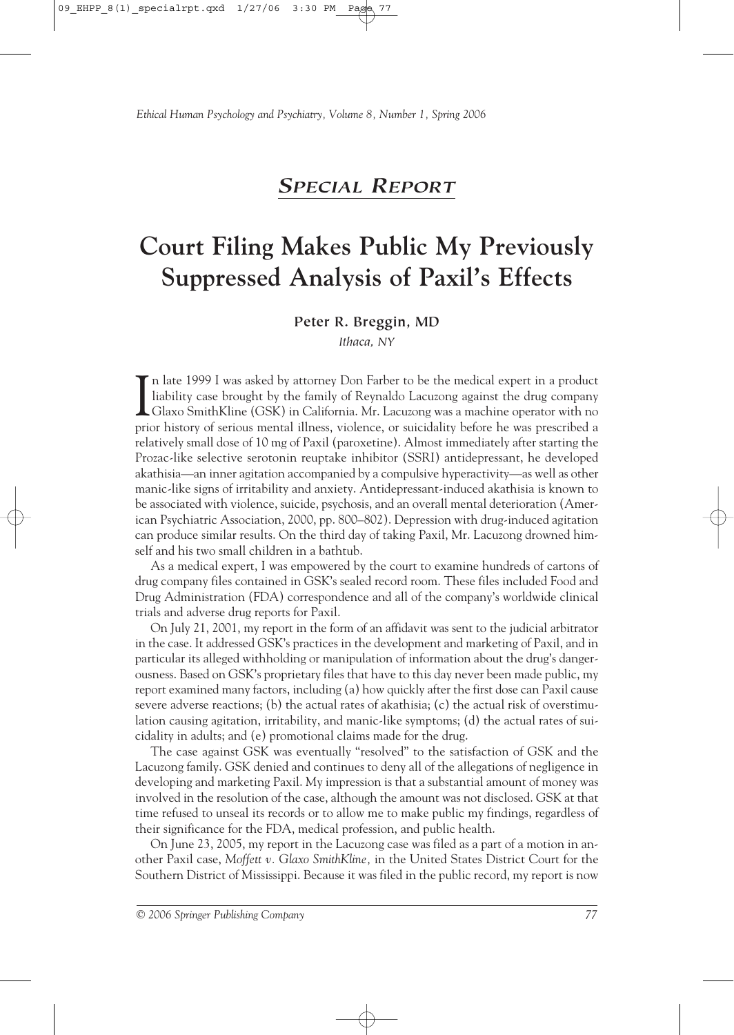## *Special Report*

# Court Filing Makes Public My Previously Suppressed Analysis of Paxil's Effects

**Peter R. Breggin, MD**

*Ithaca, NY*

In late 1999 I was asked by attorney Don Farber to be the medical expert in a product liability case brought by the family of Reynaldo Lacuzong against the drug company Glaxo SmithKline (GSK) in California. Mr. Lacuzong was a machine operator with no prior history of serious mental illness, violence, or suicidality before he was prescribed a relatively small dose of 10 mg of Paxil (paroxetine). Almost immediately after starting the Prozac-like selective serotonin reuptake inhibitor (SSRI) antidepressant, he developed akathisia—an inner agitation accompanied by a compulsive hyperactivity—as well as other manic-like signs of irritability and anxiety. Antidepressant-induced akathisia is known to be associated with violence, suicide, psychosis, and an overall mental deterioration (American Psychiatric Association, 2000, pp. 800–802). Depression with drug-induced agitation can produce similar results. On the third day of taking Paxil, Mr. Lacuzong drowned himself and his two small children in a bathtub.

As a medical expert, I was empowered by the court to examine hundreds of cartons of drug company files contained in GSK's sealed record room. These files included Food and Drug Administration (FDA) correspondence and all of the company's worldwide clinical trials and adverse drug reports for Paxil.

On July 21, 2001, my report in the form of an affidavit was sent to the judicial arbitrator in the case. It addressed GSK's practices in the development and marketing of Paxil, and in particular its alleged withholding or manipulation of information about the drug's dangerousness. Based on GSK's proprietary files that have to this day never been made public, my report examined many factors, including (a) how quickly after the first dose can Paxil cause severe adverse reactions; (b) the actual rates of akathisia; (c) the actual risk of overstimulation causing agitation, irritability, and manic-like symptoms; (d) the actual rates of suicidality in adults; and (e) promotional claims made for the drug.

The case against GSK was eventually "resolved" to the satisfaction of GSK and the Lacuzong family. GSK denied and continues to deny all of the allegations of negligence in developing and marketing Paxil. My impression is that a substantial amount of money was involved in the resolution of the case, although the amount was not disclosed. GSK at that time refused to unseal its records or to allow me to make public my findings, regardless of their significance for the FDA, medical profession, and public health.

On June 23, 2005, my report in the Lacuzong case was filed as a part of a motion in another Paxil case, *Moffett v. Glaxo SmithKline,* in the United States District Court for the Southern District of Mississippi. Because it was filed in the public record, my report is now

*© 2006 Springer Publishing Company*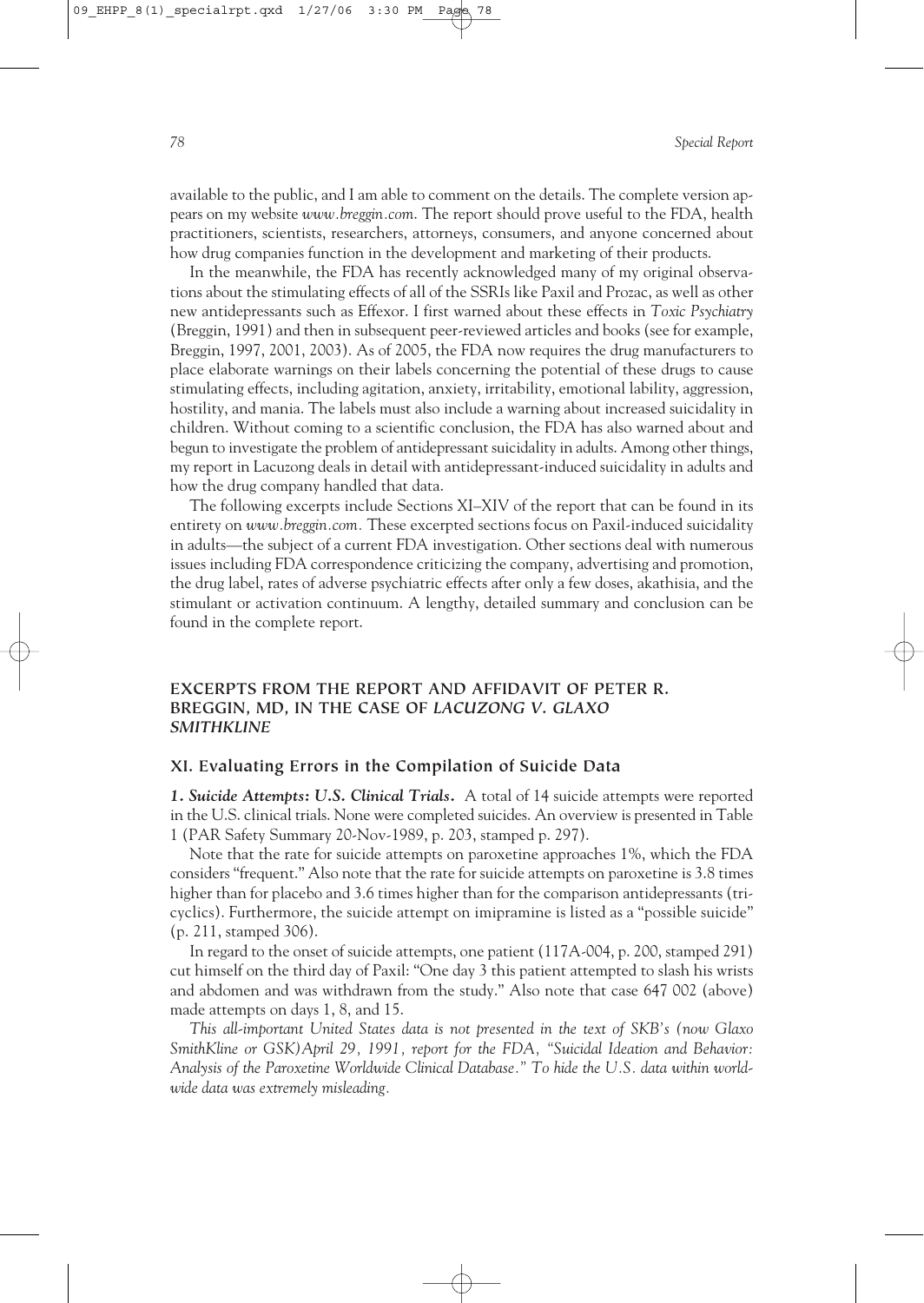available to the public, and I am able to comment on the details. The complete version appears on my website *www.breggin.com*. The report should prove useful to the FDA, health practitioners, scientists, researchers, attorneys, consumers, and anyone concerned about how drug companies function in the development and marketing of their products.

In the meanwhile, the FDA has recently acknowledged many of my original observations about the stimulating effects of all of the SSRIs like Paxil and Prozac, as well as other new antidepressants such as Effexor. I first warned about these effects in *Toxic Psychiatry* (Breggin, 1991) and then in subsequent peer-reviewed articles and books (see for example, Breggin, 1997, 2001, 2003). As of 2005, the FDA now requires the drug manufacturers to place elaborate warnings on their labels concerning the potential of these drugs to cause stimulating effects, including agitation, anxiety, irritability, emotional lability, aggression, hostility, and mania. The labels must also include a warning about increased suicidality in children. Without coming to a scientific conclusion, the FDA has also warned about and begun to investigate the problem of antidepressant suicidality in adults. Among other things, my report in Lacuzong deals in detail with antidepressant-induced suicidality in adults and how the drug company handled that data.

The following excerpts include Sections XI–XIV of the report that can be found in its entirety on *www.breggin.com*. These excerpted sections focus on Paxil-induced suicidality in adults—the subject of a current FDA investigation. Other sections deal with numerous issues including FDA correspondence criticizing the company, advertising and promotion, the drug label, rates of adverse psychiatric effects after only a few doses, akathisia, and the stimulant or activation continuum. A lengthy, detailed summary and conclusion can be found in the complete report.

## EXCERPTS FROM THE REPORT AND AFFIDAVIT OF PETER R. BREGGIN, MD, IN THE CASE OF *LACUZONG V. GLAXO SMITHKLINE*

### XI. Evaluating Errors in the Compilation of Suicide Data

***1. Suicide Attempts: U.S. Clinical Trials.*** A total of 14 suicide attempts were reported in the U.S. clinical trials. None were completed suicides. An overview is presented in Table 1 (PAR Safety Summary 20-Nov-1989, p. 203, stamped p. 297).

Note that the rate for suicide attempts on paroxetine approaches 1%, which the FDA considers "frequent." Also note that the rate for suicide attempts on paroxetine is 3.8 times higher than for placebo and 3.6 times higher than for the comparison antidepressants (tricyclics). Furthermore, the suicide attempt on imipramine is listed as a "possible suicide" (p. 211, stamped 306).

In regard to the onset of suicide attempts, one patient (117A-004, p. 200, stamped 291) cut himself on the third day of Paxil: "One day 3 this patient attempted to slash his wrists and abdomen and was withdrawn from the study." Also note that case 647 002 (above) made attempts on days 1, 8, and 15.

*This all-important United States data is not presented in the text of SKB's (now Glaxo SmithKline or GSK)April 29, 1991, report for the FDA, "Suicidal Ideation and Behavior: Analysis of the Paroxetine Worldwide Clinical Database." To hide the U.S. data within worldwide data was extremely misleading.*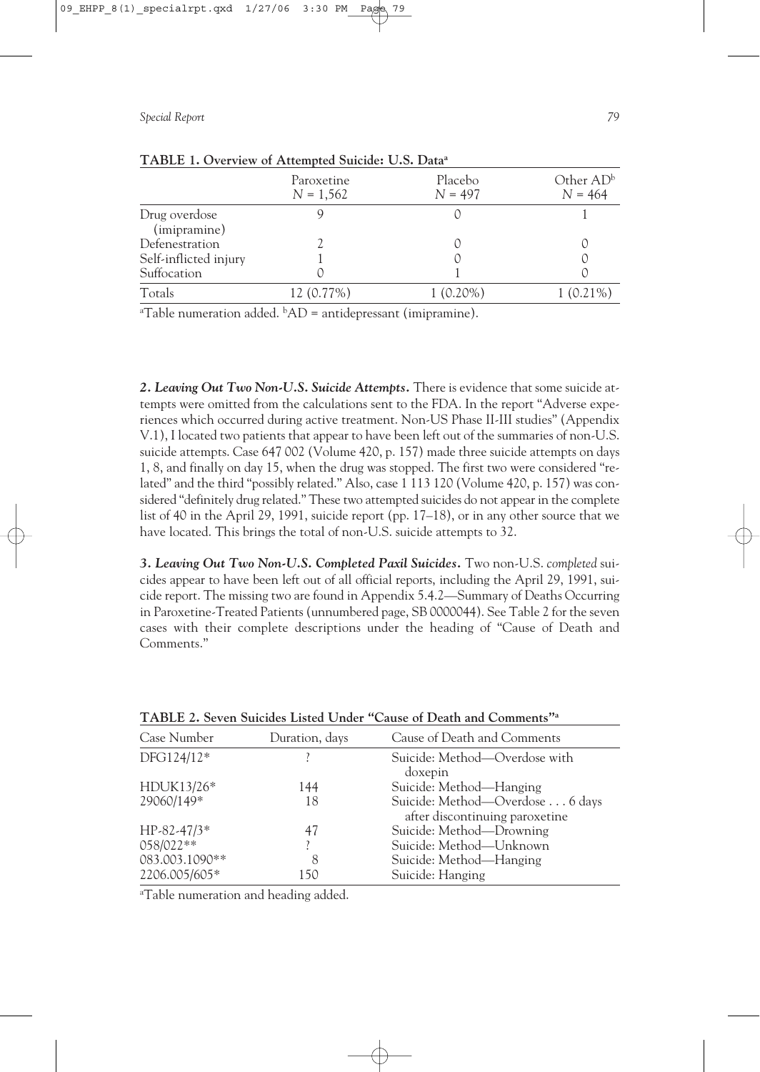**TABLE 1. Overview of Attempted Suicide: U.S. Data[a]**

| | Paroxetine $N = 1,562$ | Placebo $N = 497$ | Other AD[b] $N = 464$ |
|---|---|---|---|
| Drug overdose (imipramine) | 9 | 0 | 1 |
| Defenestration | 2 | 0 | 0 |
| Self-inflicted injury | 1 | 0 | 0 |
| Suffocation | 0 | 1 | 0 |
| Totals | 12 (0.77%) | 1 (0.20%) | 1 (0.21%) |

[a]Table numeration added. [b]AD = antidepressant (imipramine).

***2. Leaving Out Two Non-U.S. Suicide Attempts.*** There is evidence that some suicide attempts were omitted from the calculations sent to the FDA. In the report "Adverse experiences which occurred during active treatment. Non-US Phase II-III studies" (Appendix V.1), I located two patients that appear to have been left out of the summaries of non-U.S. suicide attempts. Case 647 002 (Volume 420, p. 157) made three suicide attempts on days 1, 8, and finally on day 15, when the drug was stopped. The first two were considered "related" and the third "possibly related." Also, case 1 113 120 (Volume 420, p. 157) was considered "definitely drug related." These two attempted suicides do not appear in the complete list of 40 in the April 29, 1991, suicide report (pp. 17–18), or in any other source that we have located. This brings the total of non-U.S. suicide attempts to 32.

***3. Leaving Out Two Non-U.S. Completed Paxil Suicides.*** Two non-U.S. *completed* suicides appear to have been left out of all official reports, including the April 29, 1991, suicide report. The missing two are found in Appendix 5.4.2—Summary of Deaths Occurring in Paroxetine-Treated Patients (unnumbered page, SB 0000044). See Table 2 for the seven cases with their complete descriptions under the heading of "Cause of Death and Comments."

**TABLE 2. Seven Suicides Listed Under "Cause of Death and Comments"[a]**

| Case Number | Duration, days | Cause of Death and Comments |
|---|---|---|
| DFG124/12* | ? | Suicide: Method—Overdose with doxepin |
| HDUK13/26* | 144 | Suicide: Method—Hanging |
| 29060/149* | 18 | Suicide: Method—Overdose . . . 6 days after discontinuing paroxetine |
| HP-82-47/3* | 47 | Suicide: Method—Drowning |
| 058/022** | ? | Suicide: Method—Unknown |
| 083.003.1090** | 8 | Suicide: Method—Hanging |
| 2206.005/605* | 150 | Suicide: Hanging |

[a]Table numeration and heading added.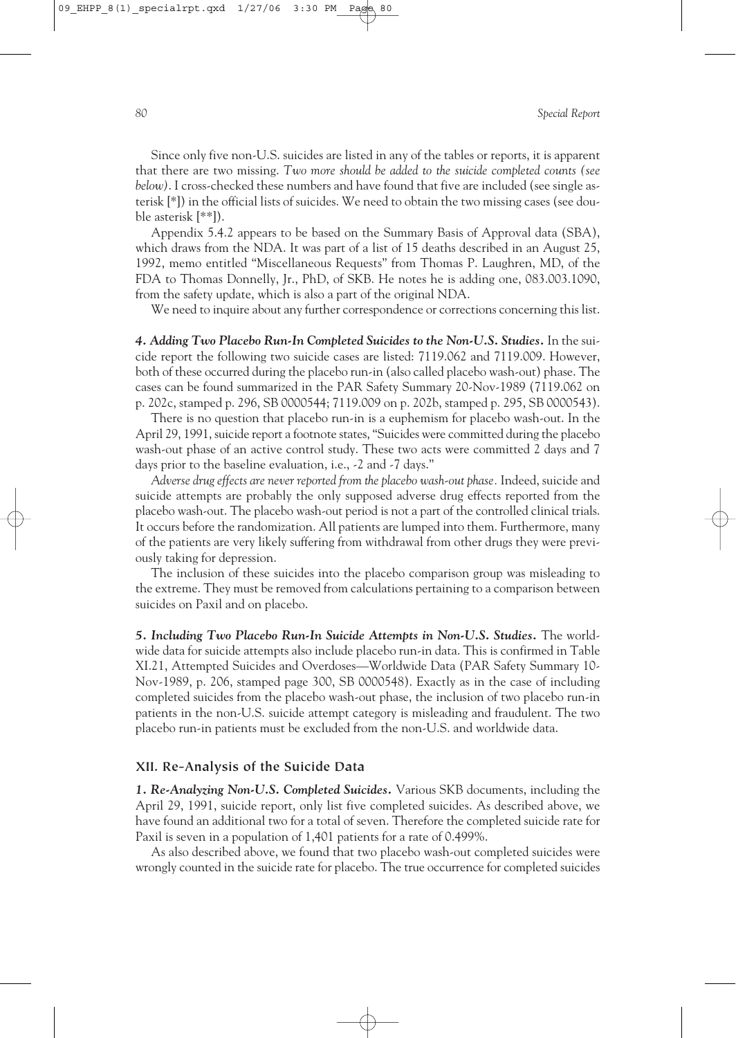Since only five non-U.S. suicides are listed in any of the tables or reports, it is apparent that there are two missing. *Two more should be added to the suicide completed counts (see below)*. I cross-checked these numbers and have found that five are included (see single asterisk [*]) in the official lists of suicides. We need to obtain the two missing cases (see double asterisk [**]).

Appendix 5.4.2 appears to be based on the Summary Basis of Approval data (SBA), which draws from the NDA. It was part of a list of 15 deaths described in an August 25, 1992, memo entitled "Miscellaneous Requests" from Thomas P. Laughren, MD, of the FDA to Thomas Donnelly, Jr., PhD, of SKB. He notes he is adding one, 083.003.1090, from the safety update, which is also a part of the original NDA.

We need to inquire about any further correspondence or corrections concerning this list.

***4. Adding Two Placebo Run-In Completed Suicides to the Non-U.S. Studies.*** In the suicide report the following two suicide cases are listed: 7119.062 and 7119.009. However, both of these occurred during the placebo run-in (also called placebo wash-out) phase. The cases can be found summarized in the PAR Safety Summary 20-Nov-1989 (7119.062 on p. 202c, stamped p. 296, SB 0000544; 7119.009 on p. 202b, stamped p. 295, SB 0000543).

There is no question that placebo run-in is a euphemism for placebo wash-out. In the April 29, 1991, suicide report a footnote states, "Suicides were committed during the placebo wash-out phase of an active control study. These two acts were committed 2 days and 7 days prior to the baseline evaluation, i.e., -2 and -7 days."

*Adverse drug effects are never reported from the placebo wash-out phase.* Indeed, suicide and suicide attempts are probably the only supposed adverse drug effects reported from the placebo wash-out. The placebo wash-out period is not a part of the controlled clinical trials. It occurs before the randomization. All patients are lumped into them. Furthermore, many of the patients are very likely suffering from withdrawal from other drugs they were previously taking for depression.

The inclusion of these suicides into the placebo comparison group was misleading to the extreme. They must be removed from calculations pertaining to a comparison between suicides on Paxil and on placebo.

***5. Including Two Placebo Run-In Suicide Attempts in Non-U.S. Studies.*** The worldwide data for suicide attempts also include placebo run-in data. This is confirmed in Table XI.21, Attempted Suicides and Overdoses—Worldwide Data (PAR Safety Summary 10-Nov-1989, p. 206, stamped page 300, SB 0000548). Exactly as in the case of including completed suicides from the placebo wash-out phase, the inclusion of two placebo run-in patients in the non-U.S. suicide attempt category is misleading and fraudulent. The two placebo run-in patients must be excluded from the non-U.S. and worldwide data.

## XII. Re-Analysis of the Suicide Data

***1. Re-Analyzing Non-U.S. Completed Suicides.*** Various SKB documents, including the April 29, 1991, suicide report, only list five completed suicides. As described above, we have found an additional two for a total of seven. Therefore the completed suicide rate for Paxil is seven in a population of 1,401 patients for a rate of 0.499%.

As also described above, we found that two placebo wash-out completed suicides were wrongly counted in the suicide rate for placebo. The true occurrence for completed suicides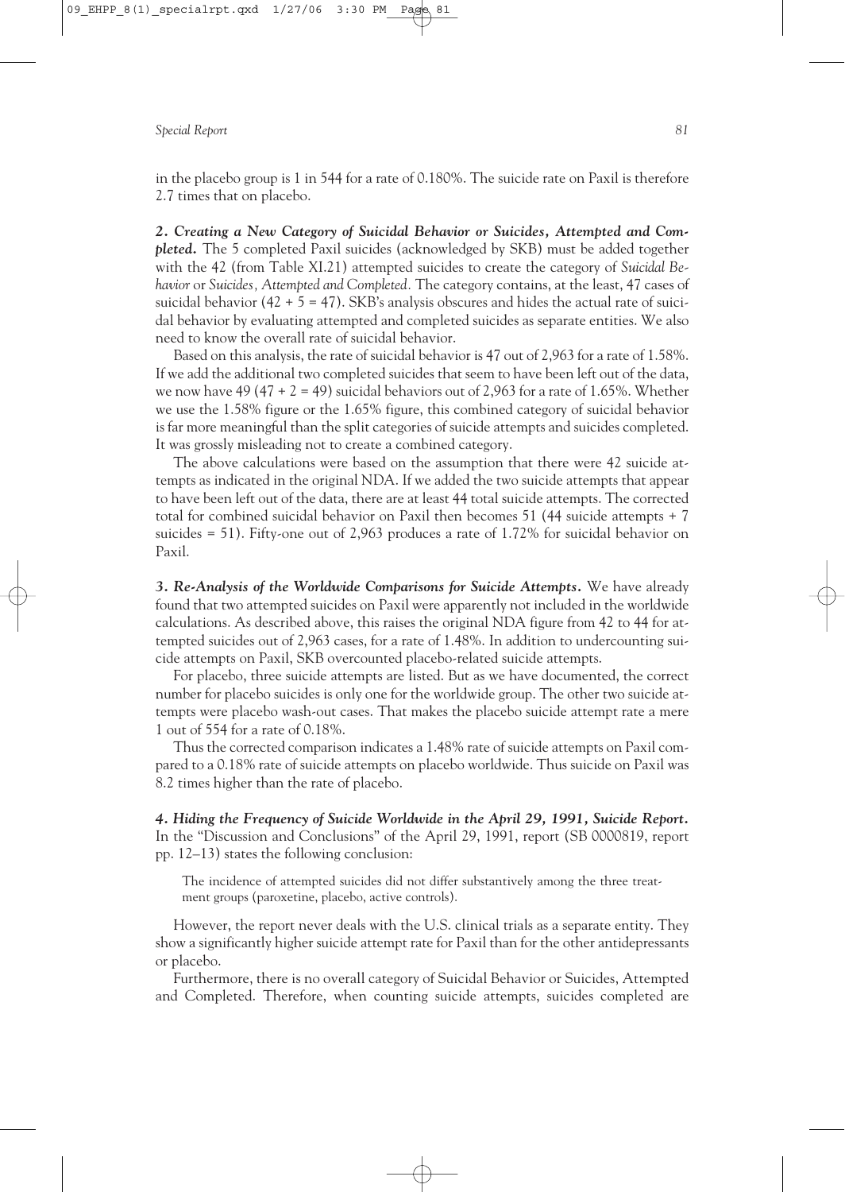in the placebo group is 1 in 544 for a rate of 0.180%. The suicide rate on Paxil is therefore 2.7 times that on placebo.

***2. Creating a New Category of Suicidal Behavior or Suicides, Attempted and Completed.*** The 5 completed Paxil suicides (acknowledged by SKB) must be added together with the 42 (from Table XI.21) attempted suicides to create the category of *Suicidal Behavior* or *Suicides, Attempted and Completed.* The category contains, at the least, 47 cases of suicidal behavior (42 + 5 = 47). SKB's analysis obscures and hides the actual rate of suicidal behavior by evaluating attempted and completed suicides as separate entities. We also need to know the overall rate of suicidal behavior.

Based on this analysis, the rate of suicidal behavior is 47 out of 2,963 for a rate of 1.58%. If we add the additional two completed suicides that seem to have been left out of the data, we now have 49 (47 + 2 = 49) suicidal behaviors out of 2,963 for a rate of 1.65%. Whether we use the 1.58% figure or the 1.65% figure, this combined category of suicidal behavior is far more meaningful than the split categories of suicide attempts and suicides completed. It was grossly misleading not to create a combined category.

The above calculations were based on the assumption that there were 42 suicide attempts as indicated in the original NDA. If we added the two suicide attempts that appear to have been left out of the data, there are at least 44 total suicide attempts. The corrected total for combined suicidal behavior on Paxil then becomes 51 (44 suicide attempts + 7 suicides = 51). Fifty-one out of 2,963 produces a rate of 1.72% for suicidal behavior on Paxil.

***3. Re-Analysis of the Worldwide Comparisons for Suicide Attempts.*** We have already found that two attempted suicides on Paxil were apparently not included in the worldwide calculations. As described above, this raises the original NDA figure from 42 to 44 for attempted suicides out of 2,963 cases, for a rate of 1.48%. In addition to undercounting suicide attempts on Paxil, SKB overcounted placebo-related suicide attempts.

For placebo, three suicide attempts are listed. But as we have documented, the correct number for placebo suicides is only one for the worldwide group. The other two suicide attempts were placebo wash-out cases. That makes the placebo suicide attempt rate a mere 1 out of 554 for a rate of 0.18%.

Thus the corrected comparison indicates a 1.48% rate of suicide attempts on Paxil compared to a 0.18% rate of suicide attempts on placebo worldwide. Thus suicide on Paxil was 8.2 times higher than the rate of placebo.

***4. Hiding the Frequency of Suicide Worldwide in the April 29, 1991, Suicide Report.*** In the "Discussion and Conclusions" of the April 29, 1991, report (SB 0000819, report pp. 12–13) states the following conclusion:

> The incidence of attempted suicides did not differ substantively among the three treatment groups (paroxetine, placebo, active controls).

However, the report never deals with the U.S. clinical trials as a separate entity. They show a significantly higher suicide attempt rate for Paxil than for the other antidepressants or placebo.

Furthermore, there is no overall category of Suicidal Behavior or Suicides, Attempted and Completed. Therefore, when counting suicide attempts, suicides completed are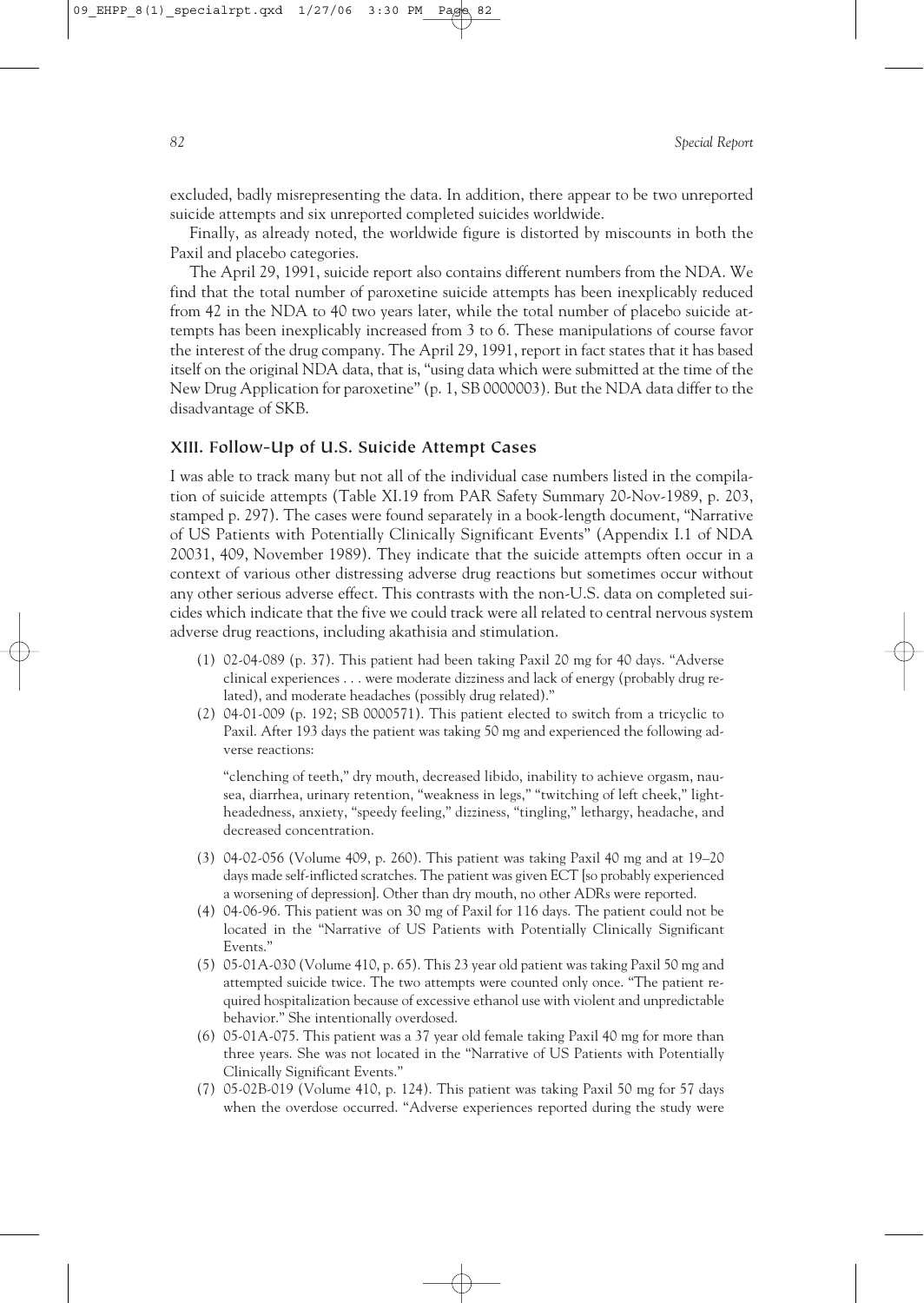excluded, badly misrepresenting the data. In addition, there appear to be two unreported suicide attempts and six unreported completed suicides worldwide.

Finally, as already noted, the worldwide figure is distorted by miscounts in both the Paxil and placebo categories.

The April 29, 1991, suicide report also contains different numbers from the NDA. We find that the total number of paroxetine suicide attempts has been inexplicably reduced from 42 in the NDA to 40 two years later, while the total number of placebo suicide attempts has been inexplicably increased from 3 to 6. These manipulations of course favor the interest of the drug company. The April 29, 1991, report in fact states that it has based itself on the original NDA data, that is, "using data which were submitted at the time of the New Drug Application for paroxetine" (p. 1, SB 0000003). But the NDA data differ to the disadvantage of SKB.

## XIII. Follow-Up of U.S. Suicide Attempt Cases

I was able to track many but not all of the individual case numbers listed in the compilation of suicide attempts (Table XI.19 from PAR Safety Summary 20-Nov-1989, p. 203, stamped p. 297). The cases were found separately in a book-length document, "Narrative of US Patients with Potentially Clinically Significant Events" (Appendix I.1 of NDA 20031, 409, November 1989). They indicate that the suicide attempts often occur in a context of various other distressing adverse drug reactions but sometimes occur without any other serious adverse effect. This contrasts with the non-U.S. data on completed suicides which indicate that the five we could track were all related to central nervous system adverse drug reactions, including akathisia and stimulation.

(1) 02-04-089 (p. 37). This patient had been taking Paxil 20 mg for 40 days. "Adverse clinical experiences . . . were moderate dizziness and lack of energy (probably drug related), and moderate headaches (possibly drug related)."

(2) 04-01-009 (p. 192; SB 0000571). This patient elected to switch from a tricyclic to Paxil. After 193 days the patient was taking 50 mg and experienced the following adverse reactions:

"clenching of teeth," dry mouth, decreased libido, inability to achieve orgasm, nausea, diarrhea, urinary retention, "weakness in legs," "twitching of left cheek," lightheadedness, anxiety, "speedy feeling," dizziness, "tingling," lethargy, headache, and decreased concentration.

(3) 04-02-056 (Volume 409, p. 260). This patient was taking Paxil 40 mg and at 19–20 days made self-inflicted scratches. The patient was given ECT [so probably experienced a worsening of depression]. Other than dry mouth, no other ADRs were reported.

(4) 04-06-96. This patient was on 30 mg of Paxil for 116 days. The patient could not be located in the "Narrative of US Patients with Potentially Clinically Significant Events."

(5) 05-01A-030 (Volume 410, p. 65). This 23 year old patient was taking Paxil 50 mg and attempted suicide twice. The two attempts were counted only once. "The patient required hospitalization because of excessive ethanol use with violent and unpredictable behavior." She intentionally overdosed.

(6) 05-01A-075. This patient was a 37 year old female taking Paxil 40 mg for more than three years. She was not located in the "Narrative of US Patients with Potentially Clinically Significant Events."

(7) 05-02B-019 (Volume 410, p. 124). This patient was taking Paxil 50 mg for 57 days when the overdose occurred. "Adverse experiences reported during the study were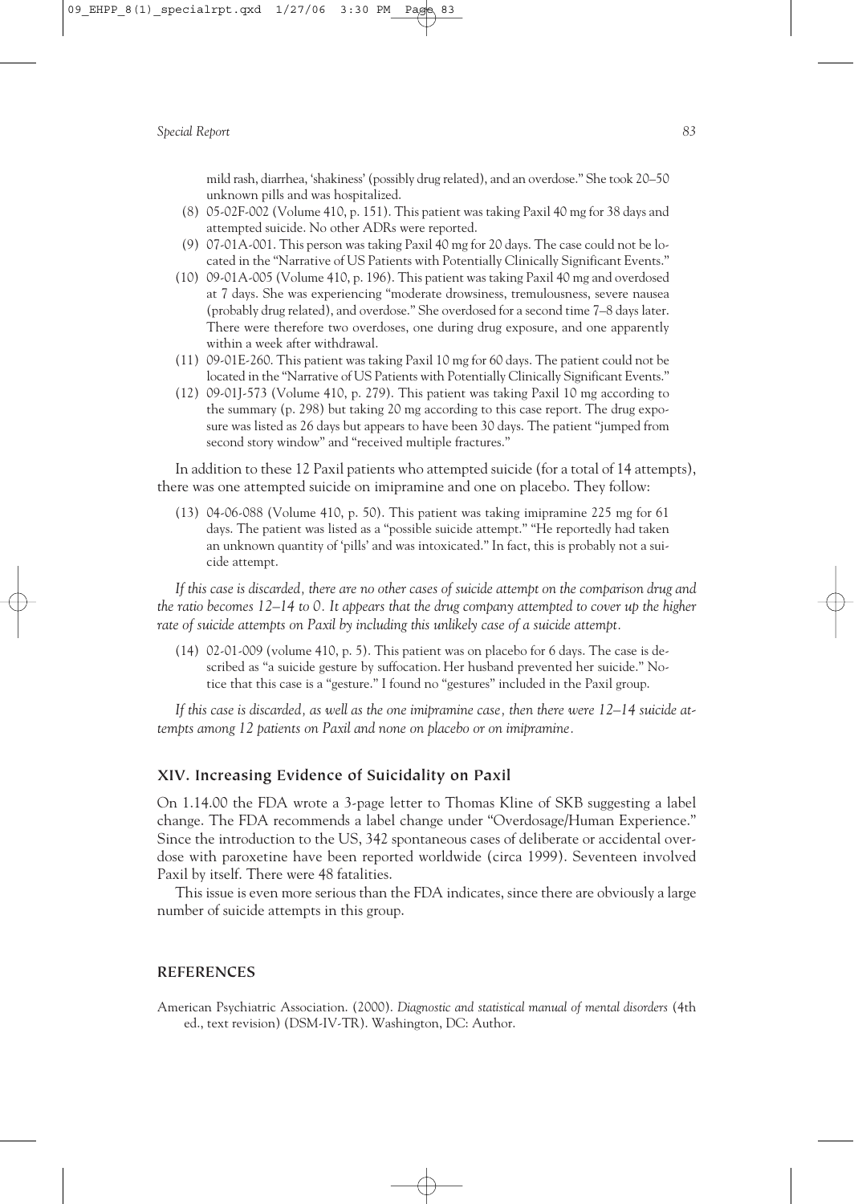mild rash, diarrhea, 'shakiness' (possibly drug related), and an overdose." She took 20–50 unknown pills and was hospitalized.

(8) 05-02F-002 (Volume 410, p. 151). This patient was taking Paxil 40 mg for 38 days and attempted suicide. No other ADRs were reported.

(9) 07-01A-001. This person was taking Paxil 40 mg for 20 days. The case could not be located in the "Narrative of US Patients with Potentially Clinically Significant Events."

(10) 09-01A-005 (Volume 410, p. 196). This patient was taking Paxil 40 mg and overdosed at 7 days. She was experiencing "moderate drowsiness, tremulousness, severe nausea (probably drug related), and overdose." She overdosed for a second time 7–8 days later. There were therefore two overdoses, one during drug exposure, and one apparently within a week after withdrawal.

(11) 09-01E-260. This patient was taking Paxil 10 mg for 60 days. The patient could not be located in the "Narrative of US Patients with Potentially Clinically Significant Events."

(12) 09-01J-573 (Volume 410, p. 279). This patient was taking Paxil 10 mg according to the summary (p. 298) but taking 20 mg according to this case report. The drug exposure was listed as 26 days but appears to have been 30 days. The patient "jumped from second story window" and "received multiple fractures."

In addition to these 12 Paxil patients who attempted suicide (for a total of 14 attempts), there was one attempted suicide on imipramine and one on placebo. They follow:

(13) 04-06-088 (Volume 410, p. 50). This patient was taking imipramine 225 mg for 61 days. The patient was listed as a "possible suicide attempt." "He reportedly had taken an unknown quantity of 'pills' and was intoxicated." In fact, this is probably not a suicide attempt.

*If this case is discarded, there are no other cases of suicide attempt on the comparison drug and the ratio becomes 12–14 to 0. It appears that the drug company attempted to cover up the higher rate of suicide attempts on Paxil by including this unlikely case of a suicide attempt.*

(14) 02-01-009 (volume 410, p. 5). This patient was on placebo for 6 days. The case is described as "a suicide gesture by suffocation. Her husband prevented her suicide." Notice that this case is a "gesture." I found no "gestures" included in the Paxil group.

*If this case is discarded, as well as the one imipramine case, then there were 12–14 suicide attempts among 12 patients on Paxil and none on placebo or on imipramine.*

## XIV. Increasing Evidence of Suicidality on Paxil

On 1.14.00 the FDA wrote a 3-page letter to Thomas Kline of SKB suggesting a label change. The FDA recommends a label change under "Overdosage/Human Experience." Since the introduction to the US, 342 spontaneous cases of deliberate or accidental overdose with paroxetine have been reported worldwide (circa 1999). Seventeen involved Paxil by itself. There were 48 fatalities.

This issue is even more serious than the FDA indicates, since there are obviously a large number of suicide attempts in this group.

## REFERENCES

American Psychiatric Association. (2000). *Diagnostic and statistical manual of mental disorders* (4th ed., text revision) (DSM-IV-TR). Washington, DC: Author.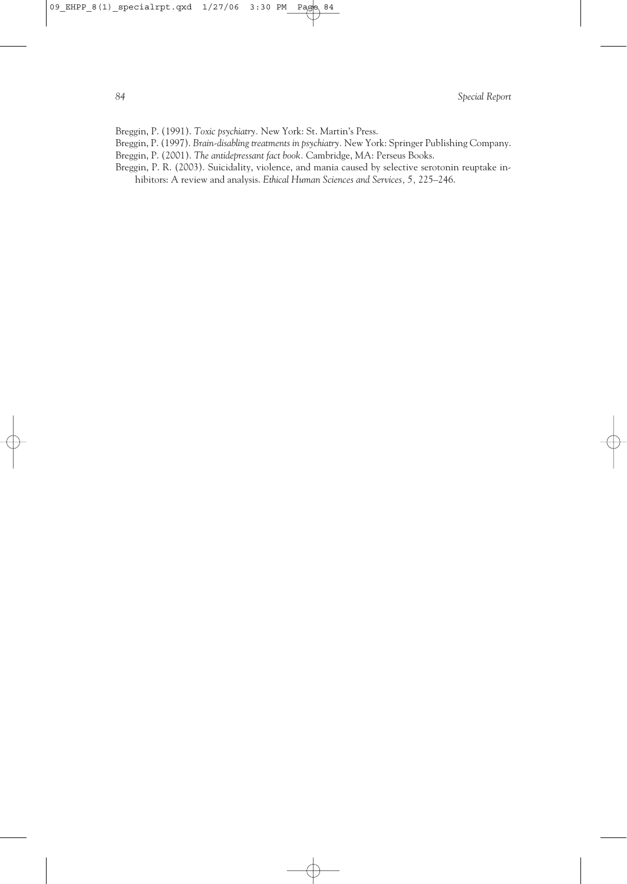Breggin, P. (1991). *Toxic psychiatry.* New York: St. Martin's Press.

Breggin, P. (1997). *Brain-disabling treatments in psychiatry.* New York: Springer Publishing Company.

Breggin, P. (2001). *The antidepressant fact book.* Cambridge, MA: Perseus Books.

Breggin, P. R. (2003). Suicidality, violence, and mania caused by selective serotonin reuptake inhibitors: A review and analysis. *Ethical Human Sciences and Services, 5,* 225–246.